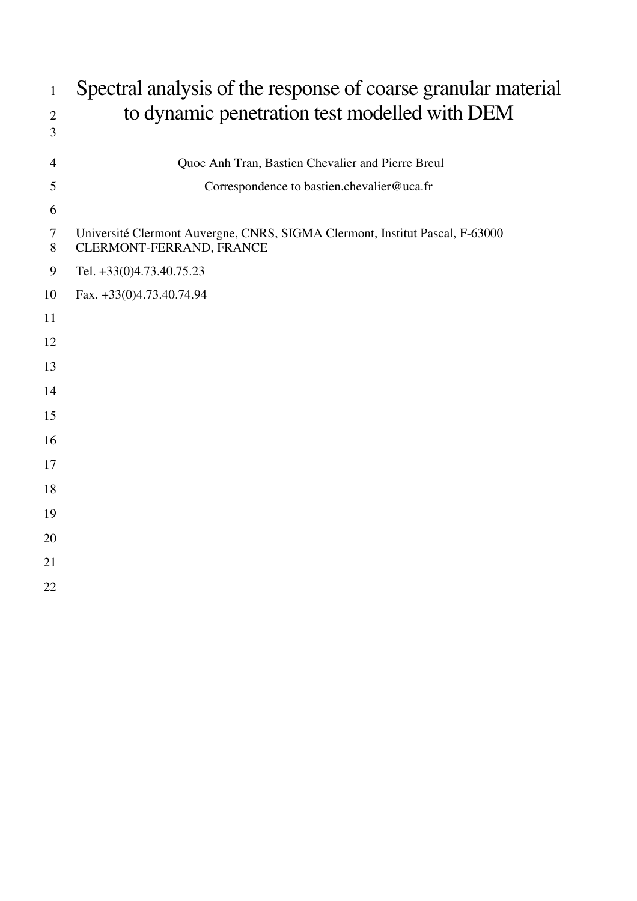# Spectral analysis of the response of coarse granular material to dynamic penetration test modelled with DEM

Quoc Anh Tran, Bastien Chevalier and Pierre Breul

Correspondence to bastien.chevalier@uca.fr

Université Clermont Auvergne, CNRS, SIGMA Clermont, Institut Pascal, F-63000 CLERMONT-FERRAND, FRANCE

Tel. +33(0)4.73.40.75.23

Fax. +33(0)4.73.40.74.94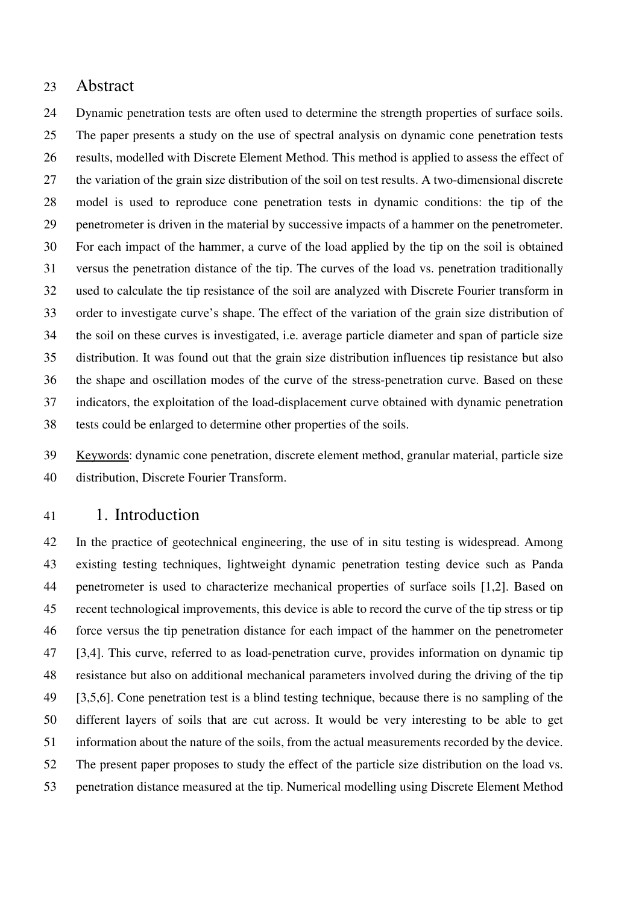## Abstract

Dynamic penetration tests are often used to determine the strength properties of surface soils. The paper presents a study on the use of spectral analysis on dynamic cone penetration tests results, modelled with Discrete Element Method. This method is applied to assess the effect of the variation of the grain size distribution of the soil on test results. A two-dimensional discrete model is used to reproduce cone penetration tests in dynamic conditions: the tip of the penetrometer is driven in the material by successive impacts of a hammer on the penetrometer. For each impact of the hammer, a curve of the load applied by the tip on the soil is obtained versus the penetration distance of the tip. The curves of the load vs. penetration traditionally used to calculate the tip resistance of the soil are analyzed with Discrete Fourier transform in order to investigate curve's shape. The effect of the variation of the grain size distribution of the soil on these curves is investigated, i.e. average particle diameter and span of particle size distribution. It was found out that the grain size distribution influences tip resistance but also the shape and oscillation modes of the curve of the stress-penetration curve. Based on these indicators, the exploitation of the load-displacement curve obtained with dynamic penetration tests could be enlarged to determine other properties of the soils.

Keywords: dynamic cone penetration, discrete element method, granular material, particle size distribution, Discrete Fourier Transform.

## 1. Introduction

In the practice of geotechnical engineering, the use of in situ testing is widespread. Among existing testing techniques, lightweight dynamic penetration testing device such as Panda penetrometer is used to characterize mechanical properties of surface soils [1,2]. Based on recent technological improvements, this device is able to record the curve of the tip stress or tip force versus the tip penetration distance for each impact of the hammer on the penetrometer [3,4]. This curve, referred to as load-penetration curve, provides information on dynamic tip resistance but also on additional mechanical parameters involved during the driving of the tip [3,5,6]. Cone penetration test is a blind testing technique, because there is no sampling of the different layers of soils that are cut across. It would be very interesting to be able to get information about the nature of the soils, from the actual measurements recorded by the device. The present paper proposes to study the effect of the particle size distribution on the load vs. penetration distance measured at the tip. Numerical modelling using Discrete Element Method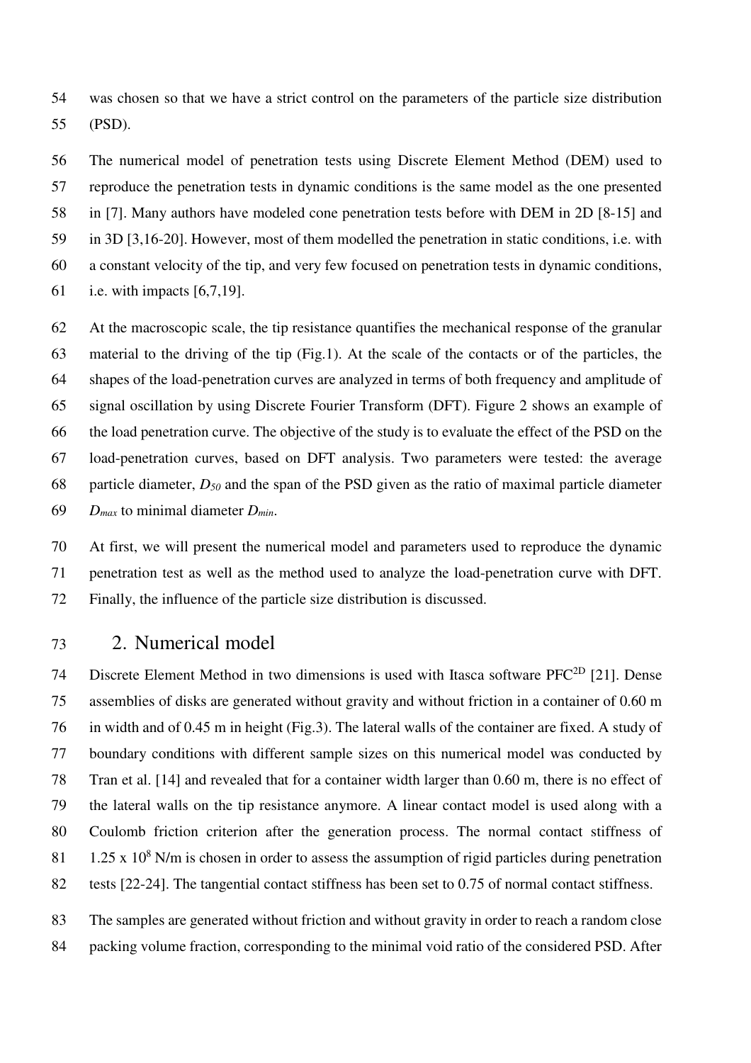was chosen so that we have a strict control on the parameters of the particle size distribution (PSD).

The numerical model of penetration tests using Discrete Element Method (DEM) used to reproduce the penetration tests in dynamic conditions is the same model as the one presented in [7]. Many authors have modeled cone penetration tests before with DEM in 2D [8-15] and in 3D [3,16-20]. However, most of them modelled the penetration in static conditions, i.e. with a constant velocity of the tip, and very few focused on penetration tests in dynamic conditions, i.e. with impacts [6,7,19].

At the macroscopic scale, the tip resistance quantifies the mechanical response of the granular material to the driving of the tip (Fig.1). At the scale of the contacts or of the particles, the shapes of the load-penetration curves are analyzed in terms of both frequency and amplitude of signal oscillation by using Discrete Fourier Transform (DFT). Figure 2 shows an example of the load penetration curve. The objective of the study is to evaluate the effect of the PSD on the load-penetration curves, based on DFT analysis. Two parameters were tested: the average particle diameter, $D_{50}$ and the span of the PSD given as the ratio of maximal particle diameter $D_{max}$ to minimal diameter $D_{min}$.

At first, we will present the numerical model and parameters used to reproduce the dynamic penetration test as well as the method used to analyze the load-penetration curve with DFT. Finally, the influence of the particle size distribution is discussed.

## 2. Numerical model

Discrete Element Method in two dimensions is used with Itasca software PFC$^{2D}$ [21]. Dense assemblies of disks are generated without gravity and without friction in a container of 0.60 m in width and of 0.45 m in height (Fig.3). The lateral walls of the container are fixed. A study of boundary conditions with different sample sizes on this numerical model was conducted by Tran et al. [14] and revealed that for a container width larger than 0.60 m, there is no effect of the lateral walls on the tip resistance anymore. A linear contact model is used along with a Coulomb friction criterion after the generation process. The normal contact stiffness of $1.25 \times 10^8$ N/m is chosen in order to assess the assumption of rigid particles during penetration tests [22-24]. The tangential contact stiffness has been set to 0.75 of normal contact stiffness.

The samples are generated without friction and without gravity in order to reach a random close packing volume fraction, corresponding to the minimal void ratio of the considered PSD. After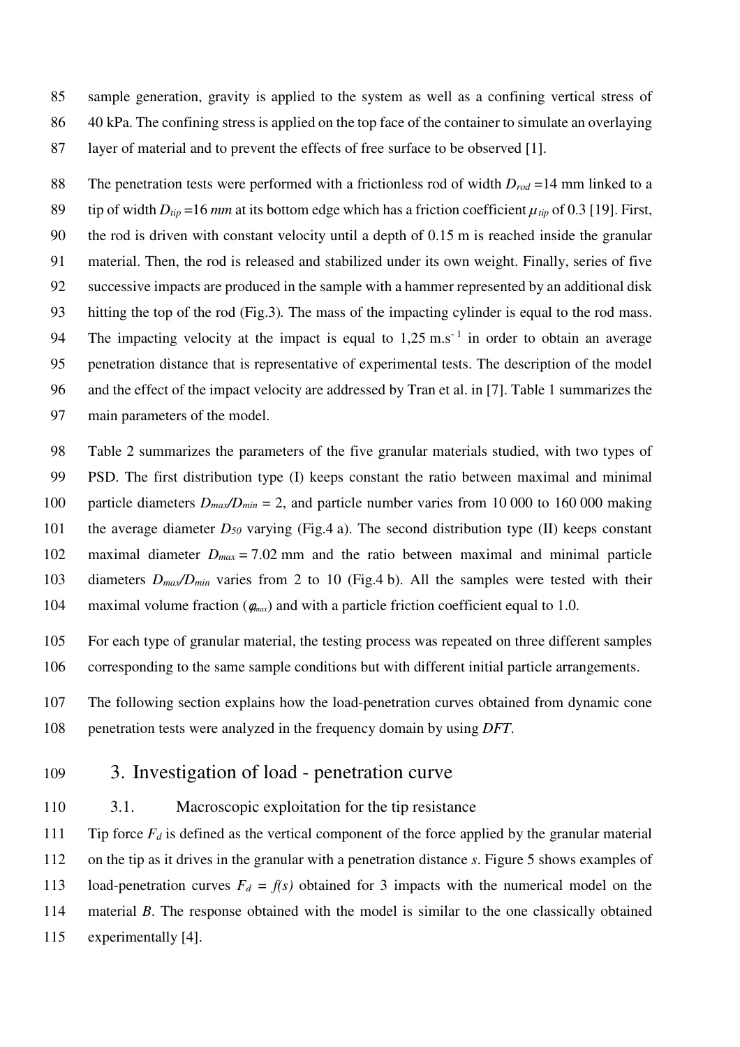sample generation, gravity is applied to the system as well as a confining vertical stress of 40 kPa. The confining stress is applied on the top face of the container to simulate an overlaying layer of material and to prevent the effects of free surface to be observed [1].

The penetration tests were performed with a frictionless rod of width $D_{rod}$ =14 mm linked to a tip of width $D_{tip}$ =16 *mm* at its bottom edge which has a friction coefficient $\mu_{tip}$ of 0.3 [19]. First, the rod is driven with constant velocity until a depth of 0.15 m is reached inside the granular material. Then, the rod is released and stabilized under its own weight. Finally, series of five successive impacts are produced in the sample with a hammer represented by an additional disk hitting the top of the rod (Fig.3). The mass of the impacting cylinder is equal to the rod mass. The impacting velocity at the impact is equal to 1,25 m.s$^{-1}$ in order to obtain an average penetration distance that is representative of experimental tests. The description of the model and the effect of the impact velocity are addressed by Tran et al. in [7]. Table 1 summarizes the main parameters of the model.

Table 2 summarizes the parameters of the five granular materials studied, with two types of PSD. The first distribution type (I) keeps constant the ratio between maximal and minimal particle diameters $D_{max}/D_{min}$ = 2, and particle number varies from 10 000 to 160 000 making the average diameter $D_{50}$ varying (Fig.4 a). The second distribution type (II) keeps constant maximal diameter $D_{max}$ = 7.02 mm and the ratio between maximal and minimal particle diameters $D_{max}/D_{min}$ varies from 2 to 10 (Fig.4 b). All the samples were tested with their maximal volume fraction ($\phi_{max}$) and with a particle friction coefficient equal to 1.0.

For each type of granular material, the testing process was repeated on three different samples corresponding to the same sample conditions but with different initial particle arrangements.

The following section explains how the load-penetration curves obtained from dynamic cone penetration tests were analyzed in the frequency domain by using *DFT*.

# 3. Investigation of load - penetration curve

## 3.1. Macroscopic exploitation for the tip resistance

Tip force $F_d$ is defined as the vertical component of the force applied by the granular material on the tip as it drives in the granular with a penetration distance *s*. Figure 5 shows examples of load-penetration curves $F_d = f(s)$ obtained for 3 impacts with the numerical model on the material *B*. The response obtained with the model is similar to the one classically obtained experimentally [4].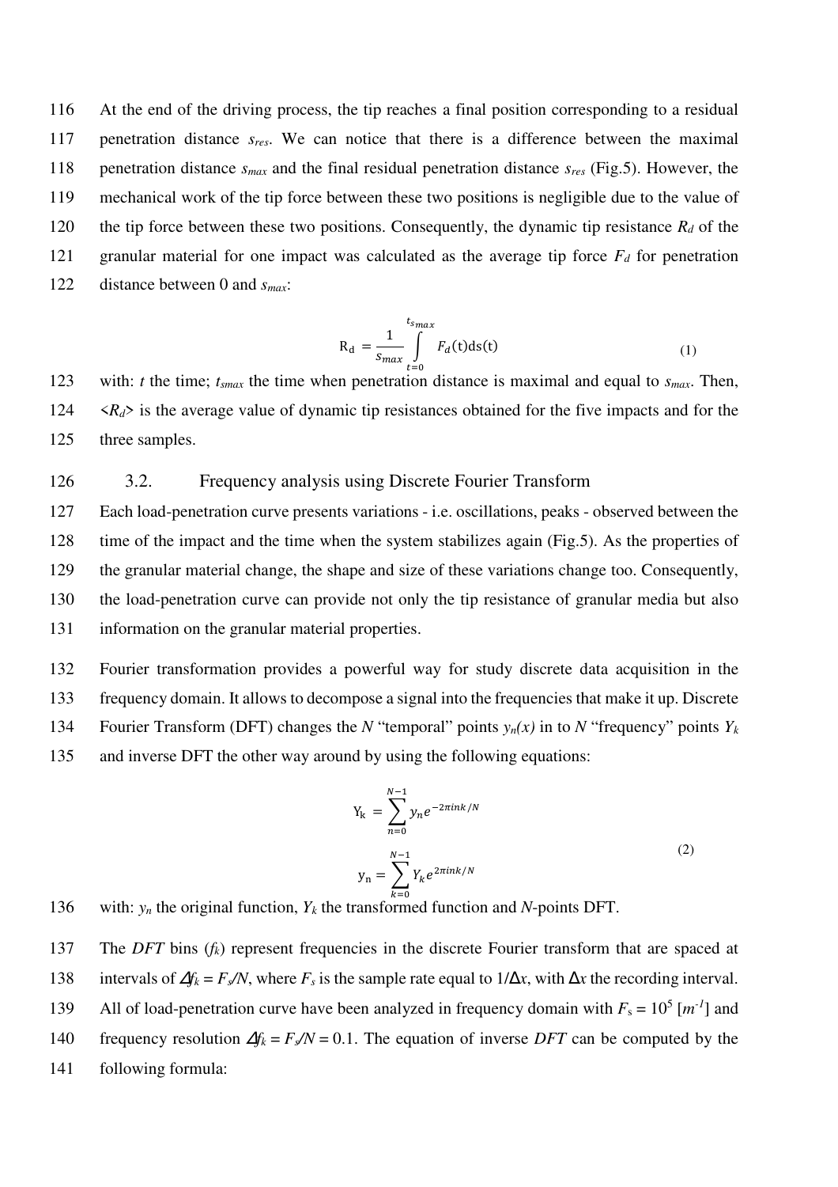At the end of the driving process, the tip reaches a final position corresponding to a residual penetration distance $s_{res}$. We can notice that there is a difference between the maximal penetration distance $s_{max}$ and the final residual penetration distance $s_{res}$ (Fig.5). However, the mechanical work of the tip force between these two positions is negligible due to the value of the tip force between these two positions. Consequently, the dynamic tip resistance $R_d$ of the granular material for one impact was calculated as the average tip force $F_d$ for penetration distance between 0 and $s_{max}$:

$$\mathrm{R_d} = \frac{1}{s_{max}} \int_{t=0}^{t_{s_{max}}} F_d(\mathrm{t})\mathrm{ds}(\mathrm{t}) \tag{1}$$

with: $t$ the time; $t_{smax}$ the time when penetration distance is maximal and equal to $s_{max}$. Then, $\langle R_d \rangle$ is the average value of dynamic tip resistances obtained for the five impacts and for the three samples.

### 3.2. Frequency analysis using Discrete Fourier Transform

Each load-penetration curve presents variations - i.e. oscillations, peaks - observed between the time of the impact and the time when the system stabilizes again (Fig.5). As the properties of the granular material change, the shape and size of these variations change too. Consequently, the load-penetration curve can provide not only the tip resistance of granular media but also information on the granular material properties.

Fourier transformation provides a powerful way for study discrete data acquisition in the frequency domain. It allows to decompose a signal into the frequencies that make it up. Discrete Fourier Transform (DFT) changes the $N$ "temporal" points $y_n(x)$ in to $N$ "frequency" points $Y_k$ and inverse DFT the other way around by using the following equations:

$$\begin{aligned} \mathrm{Y_k} &= \sum_{n=0}^{N-1} y_n e^{-2\pi i n k/N} \\ \mathrm{y_n} &= \sum_{k=0}^{N-1} Y_k e^{2\pi i n k/N} \end{aligned} \tag{2}$$

with: $y_n$ the original function, $Y_k$ the transformed function and $N$-points DFT.

The *DFT* bins ($f_k$) represent frequencies in the discrete Fourier transform that are spaced at intervals of $\Delta f_k = F_s/N$, where $F_s$ is the sample rate equal to $1/\Delta x$, with $\Delta x$ the recording interval. All of load-penetration curve have been analyzed in frequency domain with $F_s = 10^5$ [$m^{-1}$] and frequency resolution $\Delta f_k = F_s/N = 0.1$. The equation of inverse *DFT* can be computed by the following formula: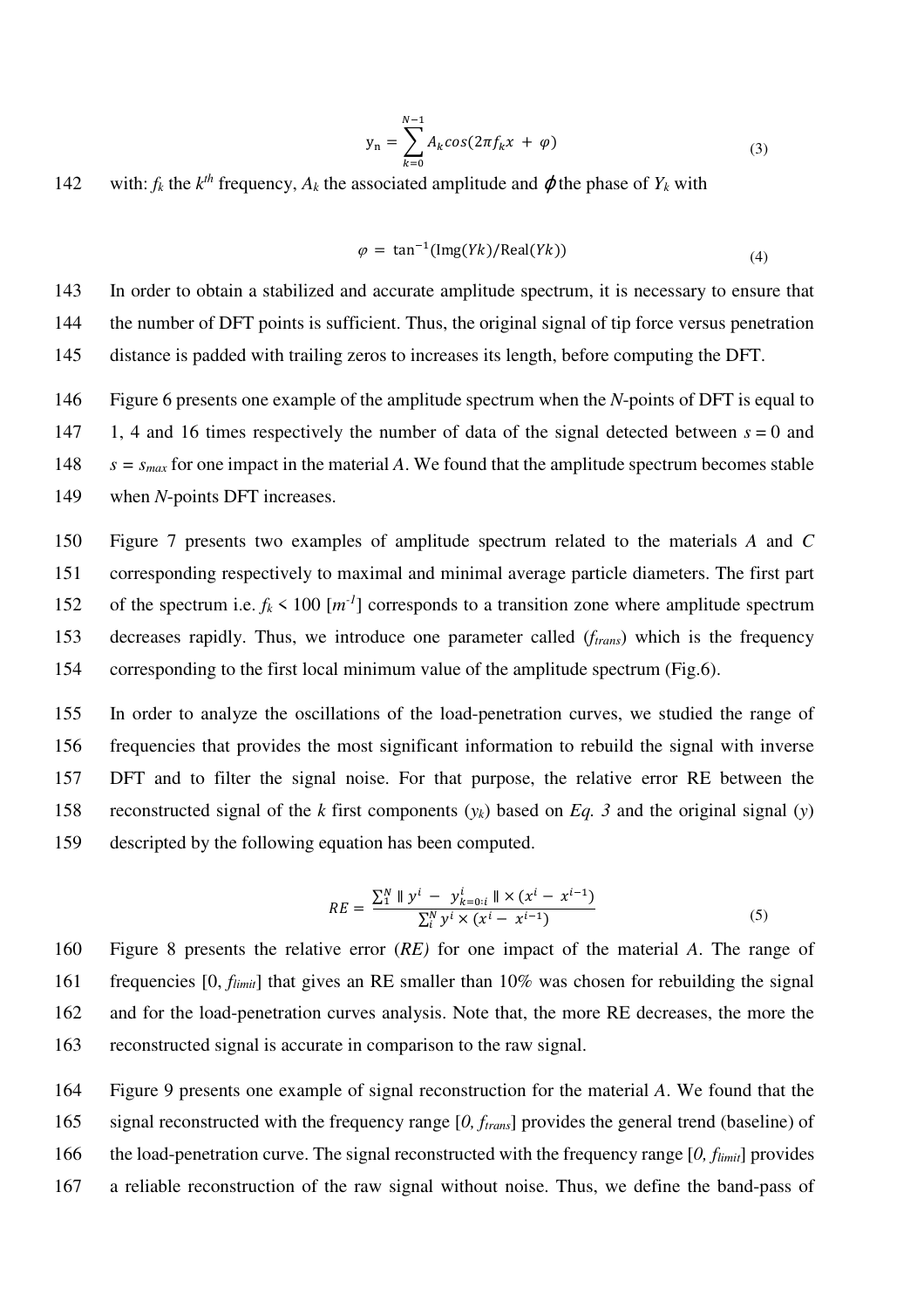$$y_n = \sum_{k=0}^{N-1} A_k cos(2\pi f_k x + \varphi) \tag{3}$$

with: $f_k$ the $k^{th}$ frequency, $A_k$ the associated amplitude and $\varphi$ the phase of $Y_k$ with

$$\varphi = \tan^{-1}(\text{Img}(Yk)/\text{Real}(Yk)) \tag{4}$$

In order to obtain a stabilized and accurate amplitude spectrum, it is necessary to ensure that the number of DFT points is sufficient. Thus, the original signal of tip force versus penetration distance is padded with trailing zeros to increases its length, before computing the DFT.

Figure 6 presents one example of the amplitude spectrum when the *N*-points of DFT is equal to 1, 4 and 16 times respectively the number of data of the signal detected between $s = 0$ and $s = s_{max}$ for one impact in the material *A*. We found that the amplitude spectrum becomes stable when *N*-points DFT increases.

Figure 7 presents two examples of amplitude spectrum related to the materials *A* and *C* corresponding respectively to maximal and minimal average particle diameters. The first part of the spectrum i.e. $f_k < 100$ [$m^{-1}$] corresponds to a transition zone where amplitude spectrum decreases rapidly. Thus, we introduce one parameter called ($f_{trans}$) which is the frequency corresponding to the first local minimum value of the amplitude spectrum (Fig.6).

In order to analyze the oscillations of the load-penetration curves, we studied the range of frequencies that provides the most significant information to rebuild the signal with inverse DFT and to filter the signal noise. For that purpose, the relative error RE between the reconstructed signal of the *k* first components ($y_k$) based on *Eq. 3* and the original signal ($y$) descripted by the following equation has been computed.

$$RE = \frac{\sum_1^N \parallel y^i - y^i_{k=0:i} \parallel \times (x^i - x^{i-1})}{\sum_i^N y^i \times (x^i - x^{i-1})} \tag{5}$$

Figure 8 presents the relative error (*RE)* for one impact of the material *A*. The range of frequencies [0, $f_{limit}$] that gives an RE smaller than 10% was chosen for rebuilding the signal and for the load-penetration curves analysis. Note that, the more RE decreases, the more the reconstructed signal is accurate in comparison to the raw signal.

Figure 9 presents one example of signal reconstruction for the material *A*. We found that the signal reconstructed with the frequency range [$0, f_{trans}$] provides the general trend (baseline) of the load-penetration curve. The signal reconstructed with the frequency range [$0, f_{limit}$] provides a reliable reconstruction of the raw signal without noise. Thus, we define the band-pass of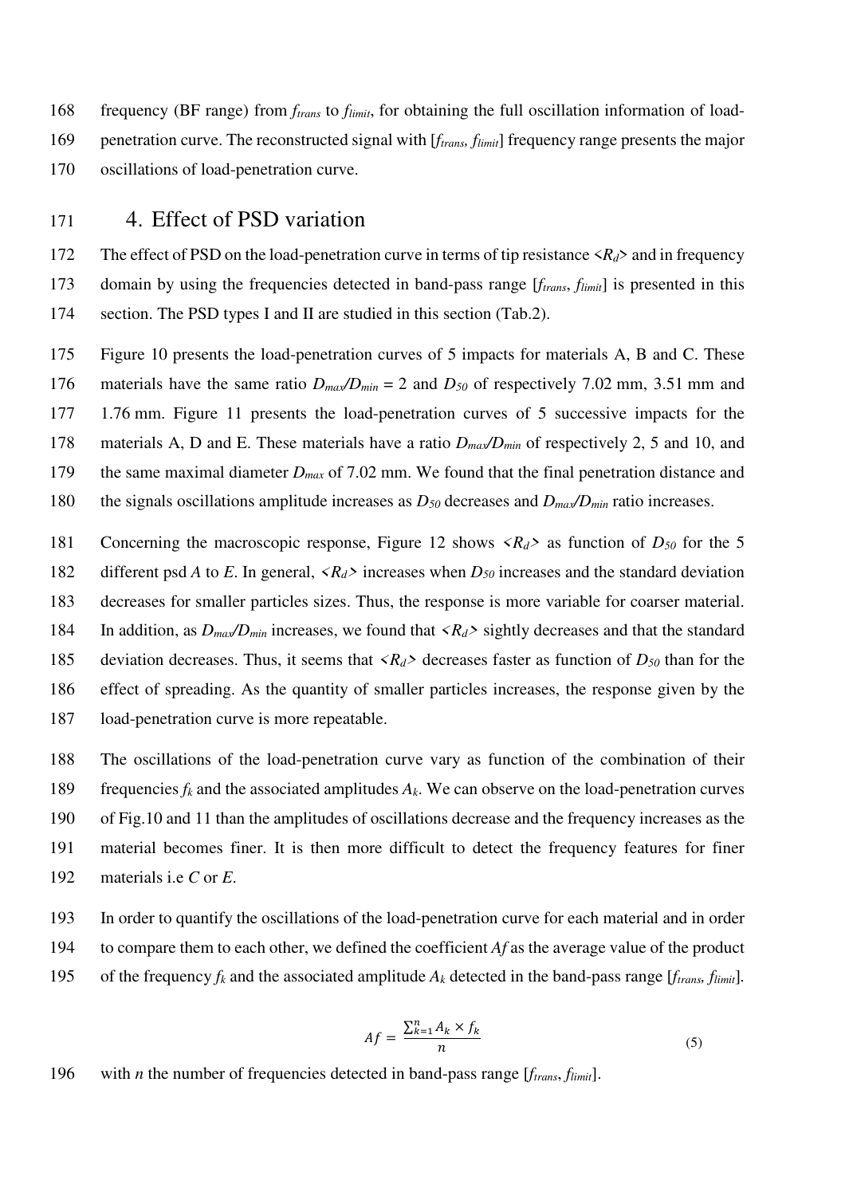frequency (BF range) from $f_{trans}$ to $f_{limit}$, for obtaining the full oscillation information of load-penetration curve. The reconstructed signal with [$f_{trans}$, $f_{limit}$] frequency range presents the major oscillations of load-penetration curve.

# 4. Effect of PSD variation

The effect of PSD on the load-penetration curve in terms of tip resistance $<R_d>$ and in frequency domain by using the frequencies detected in band-pass range [$f_{trans}$, $f_{limit}$] is presented in this section. The PSD types I and II are studied in this section (Tab.2).

Figure 10 presents the load-penetration curves of 5 impacts for materials A, B and C. These materials have the same ratio $D_{max}/D_{min} = 2$ and $D_{50}$ of respectively 7.02 mm, 3.51 mm and 1.76 mm. Figure 11 presents the load-penetration curves of 5 successive impacts for the materials A, D and E. These materials have a ratio $D_{max}/D_{min}$ of respectively 2, 5 and 10, and the same maximal diameter $D_{max}$ of 7.02 mm. We found that the final penetration distance and the signals oscillations amplitude increases as $D_{50}$ decreases and $D_{max}/D_{min}$ ratio increases.

Concerning the macroscopic response, Figure 12 shows $<R_d>$ as function of $D_{50}$ for the 5 different psd *A* to *E*. In general, $<R_d>$ increases when $D_{50}$ increases and the standard deviation decreases for smaller particles sizes. Thus, the response is more variable for coarser material. In addition, as $D_{max}/D_{min}$ increases, we found that $<R_d>$ sightly decreases and that the standard deviation decreases. Thus, it seems that $<R_d>$ decreases faster as function of $D_{50}$ than for the effect of spreading. As the quantity of smaller particles increases, the response given by the load-penetration curve is more repeatable.

The oscillations of the load-penetration curve vary as function of the combination of their frequencies $f_k$ and the associated amplitudes $A_k$. We can observe on the load-penetration curves of Fig.10 and 11 than the amplitudes of oscillations decrease and the frequency increases as the material becomes finer. It is then more difficult to detect the frequency features for finer materials i.e *C* or *E*.

In order to quantify the oscillations of the load-penetration curve for each material and in order to compare them to each other, we defined the coefficient *Af* as the average value of the product of the frequency $f_k$ and the associated amplitude $A_k$ detected in the band-pass range [$f_{trans}$, $f_{limit}$].

$$Af = \frac{\sum_{k=1}^{n} A_k \times f_k}{n} \tag{5}$$

with *n* the number of frequencies detected in band-pass range [$f_{trans}$, $f_{limit}$].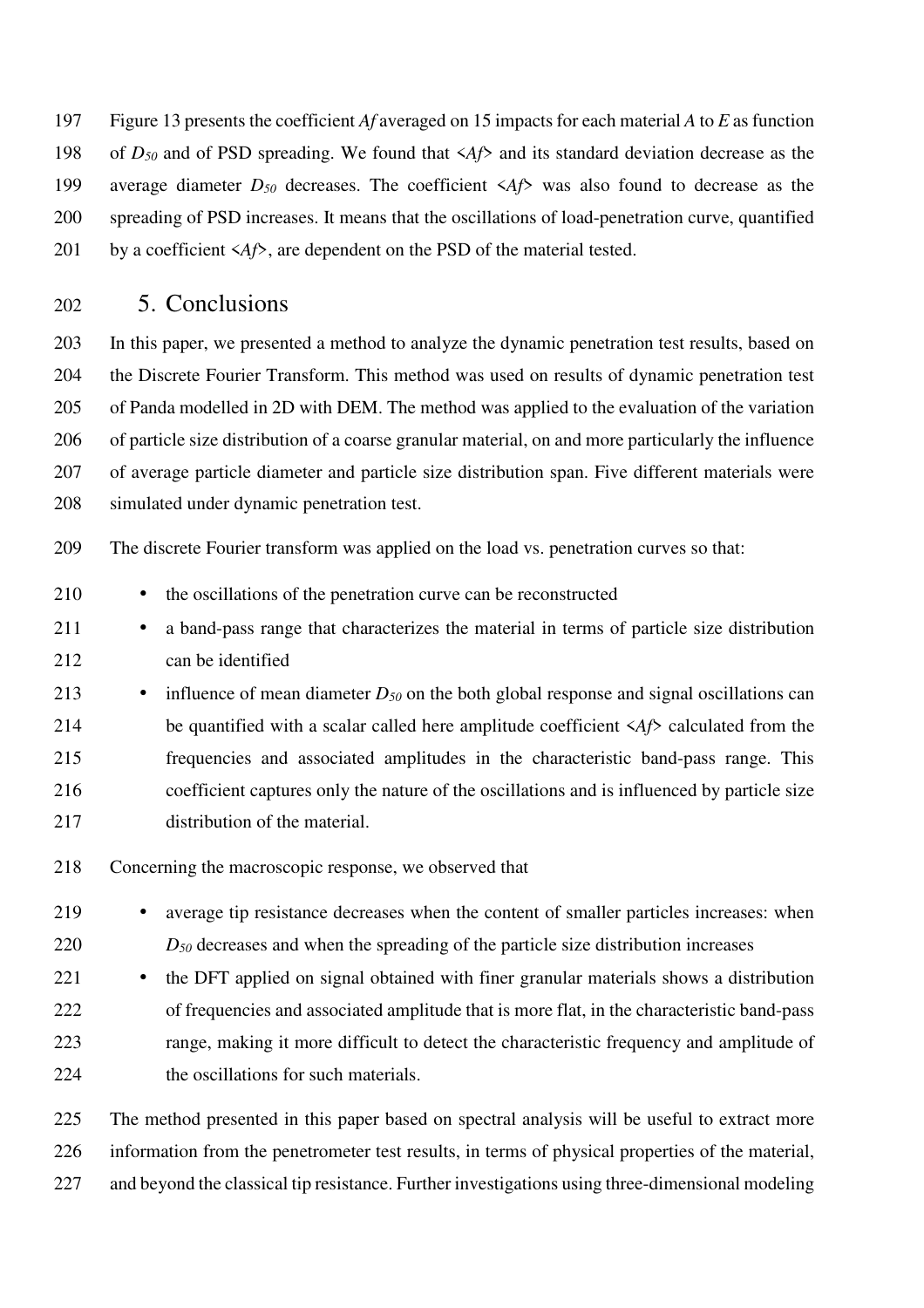Figure 13 presents the coefficient *Af* averaged on 15 impacts for each material *A* to *E* as function of $D_{50}$ and of PSD spreading. We found that <*Af*> and its standard deviation decrease as the average diameter $D_{50}$ decreases. The coefficient <*Af*> was also found to decrease as the spreading of PSD increases. It means that the oscillations of load-penetration curve, quantified by a coefficient <*Af*>, are dependent on the PSD of the material tested.

# 5. Conclusions

In this paper, we presented a method to analyze the dynamic penetration test results, based on the Discrete Fourier Transform. This method was used on results of dynamic penetration test of Panda modelled in 2D with DEM. The method was applied to the evaluation of the variation of particle size distribution of a coarse granular material, on and more particularly the influence of average particle diameter and particle size distribution span. Five different materials were simulated under dynamic penetration test.

The discrete Fourier transform was applied on the load vs. penetration curves so that:

- the oscillations of the penetration curve can be reconstructed
- a band-pass range that characterizes the material in terms of particle size distribution can be identified
- influence of mean diameter $D_{50}$ on the both global response and signal oscillations can be quantified with a scalar called here amplitude coefficient <*Af*> calculated from the frequencies and associated amplitudes in the characteristic band-pass range. This coefficient captures only the nature of the oscillations and is influenced by particle size distribution of the material.

Concerning the macroscopic response, we observed that

- average tip resistance decreases when the content of smaller particles increases: when $D_{50}$ decreases and when the spreading of the particle size distribution increases
- the DFT applied on signal obtained with finer granular materials shows a distribution of frequencies and associated amplitude that is more flat, in the characteristic band-pass range, making it more difficult to detect the characteristic frequency and amplitude of the oscillations for such materials.

The method presented in this paper based on spectral analysis will be useful to extract more information from the penetrometer test results, in terms of physical properties of the material, and beyond the classical tip resistance. Further investigations using three-dimensional modeling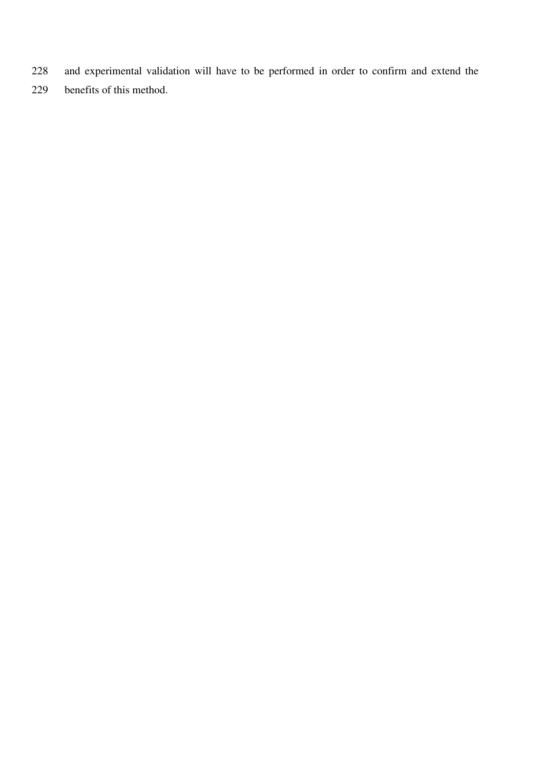and experimental validation will have to be performed in order to confirm and extend the benefits of this method.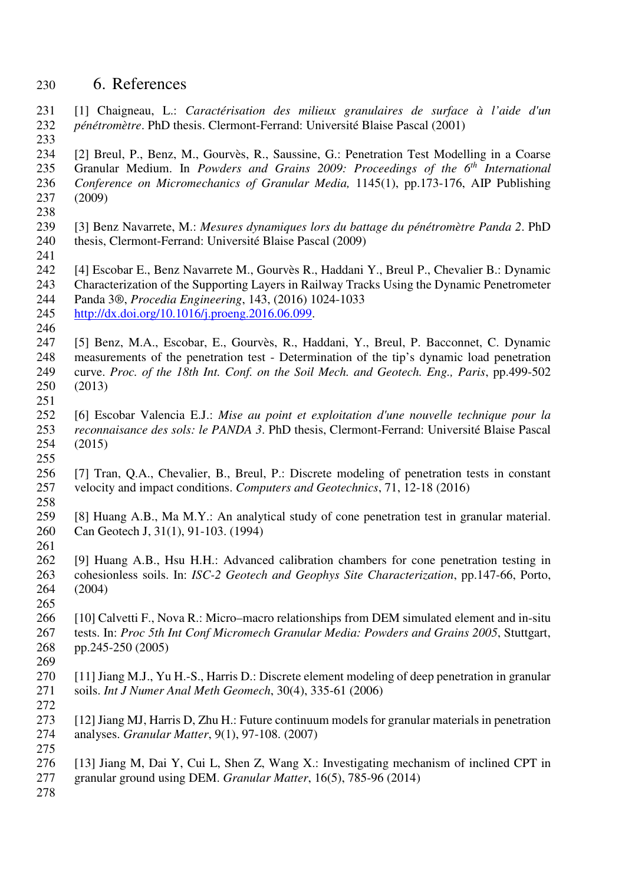## 6. References

[1] Chaigneau, L.: *Caractérisation des milieux granulaires de surface à l'aide d'un pénétromètre*. PhD thesis. Clermont-Ferrand: Université Blaise Pascal (2001)

[2] Breul, P., Benz, M., Gourvès, R., Saussine, G.: Penetration Test Modelling in a Coarse Granular Medium. In *Powders and Grains 2009: Proceedings of the 6th International Conference on Micromechanics of Granular Media,* 1145(1), pp.173-176, AIP Publishing (2009)

[3] Benz Navarrete, M.: *Mesures dynamiques lors du battage du pénétromètre Panda 2*. PhD thesis, Clermont-Ferrand: Université Blaise Pascal (2009)

[4] Escobar E., Benz Navarrete M., Gourvès R., Haddani Y., Breul P., Chevalier B.: Dynamic Characterization of the Supporting Layers in Railway Tracks Using the Dynamic Penetrometer Panda 3®, *Procedia Engineering*, 143, (2016) 1024-1033 http://dx.doi.org/10.1016/j.proeng.2016.06.099.

[5] Benz, M.A., Escobar, E., Gourvès, R., Haddani, Y., Breul, P. Bacconnet, C. Dynamic measurements of the penetration test - Determination of the tip's dynamic load penetration curve. *Proc. of the 18th Int. Conf. on the Soil Mech. and Geotech. Eng., Paris*, pp.499-502 (2013)

[6] Escobar Valencia E.J.: *Mise au point et exploitation d'une nouvelle technique pour la reconnaisance des sols: le PANDA 3*. PhD thesis, Clermont-Ferrand: Université Blaise Pascal (2015)

[7] Tran, Q.A., Chevalier, B., Breul, P.: Discrete modeling of penetration tests in constant velocity and impact conditions. *Computers and Geotechnics*, 71, 12-18 (2016)

[8] Huang A.B., Ma M.Y.: An analytical study of cone penetration test in granular material. Can Geotech J, 31(1), 91-103. (1994)

[9] Huang A.B., Hsu H.H.: Advanced calibration chambers for cone penetration testing in cohesionless soils. In: *ISC-2 Geotech and Geophys Site Characterization*, pp.147-66, Porto, (2004)

[10] Calvetti F., Nova R.: Micro–macro relationships from DEM simulated element and in-situ tests. In: *Proc 5th Int Conf Micromech Granular Media: Powders and Grains 2005*, Stuttgart, pp.245-250 (2005)

[11] Jiang M.J., Yu H.-S., Harris D.: Discrete element modeling of deep penetration in granular soils. *Int J Numer Anal Meth Geomech*, 30(4), 335-61 (2006)

[12] Jiang MJ, Harris D, Zhu H.: Future continuum models for granular materials in penetration analyses. *Granular Matter*, 9(1), 97-108. (2007)

[13] Jiang M, Dai Y, Cui L, Shen Z, Wang X.: Investigating mechanism of inclined CPT in granular ground using DEM. *Granular Matter*, 16(5), 785-96 (2014)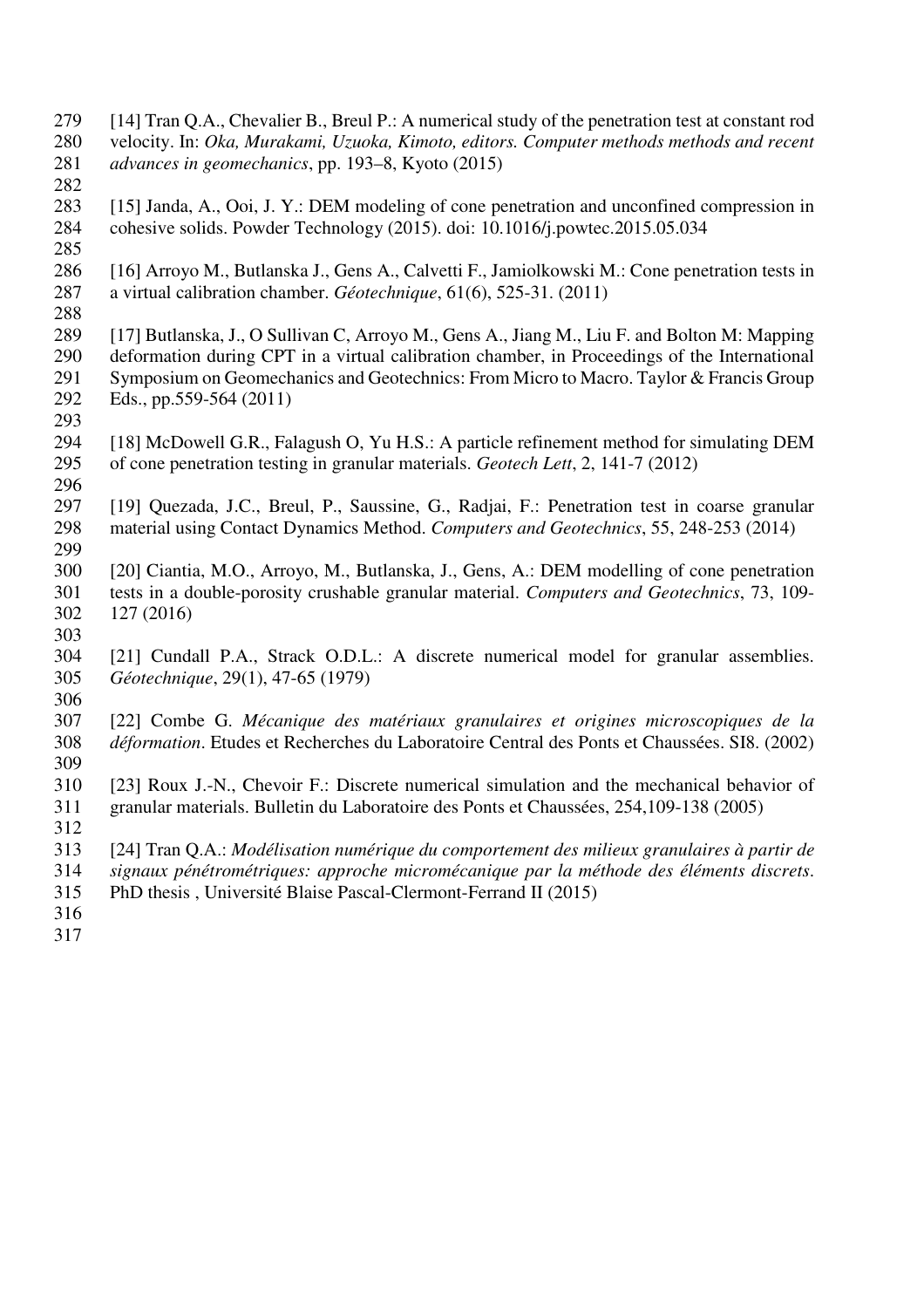[14] Tran Q.A., Chevalier B., Breul P.: A numerical study of the penetration test at constant rod velocity. In: *Oka, Murakami, Uzuoka, Kimoto, editors. Computer methods methods and recent advances in geomechanics*, pp. 193–8, Kyoto (2015)

[15] Janda, A., Ooi, J. Y.: DEM modeling of cone penetration and unconfined compression in cohesive solids. Powder Technology (2015). doi: 10.1016/j.powtec.2015.05.034

[16] Arroyo M., Butlanska J., Gens A., Calvetti F., Jamiolkowski M.: Cone penetration tests in a virtual calibration chamber. *Géotechnique*, 61(6), 525-31. (2011)

[17] Butlanska, J., O Sullivan C, Arroyo M., Gens A., Jiang M., Liu F. and Bolton M: Mapping deformation during CPT in a virtual calibration chamber, in Proceedings of the International Symposium on Geomechanics and Geotechnics: From Micro to Macro. Taylor & Francis Group Eds., pp.559-564 (2011)

[18] McDowell G.R., Falagush O, Yu H.S.: A particle refinement method for simulating DEM of cone penetration testing in granular materials. *Geotech Lett*, 2, 141-7 (2012)

[19] Quezada, J.C., Breul, P., Saussine, G., Radjai, F.: Penetration test in coarse granular material using Contact Dynamics Method. *Computers and Geotechnics*, 55, 248-253 (2014)

[20] Ciantia, M.O., Arroyo, M., Butlanska, J., Gens, A.: DEM modelling of cone penetration tests in a double-porosity crushable granular material. *Computers and Geotechnics*, 73, 109-127 (2016)

[21] Cundall P.A., Strack O.D.L.: A discrete numerical model for granular assemblies. *Géotechnique*, 29(1), 47-65 (1979)

[22] Combe G. *Mécanique des matériaux granulaires et origines microscopiques de la déformation*. Etudes et Recherches du Laboratoire Central des Ponts et Chaussées. SI8. (2002)

[23] Roux J.-N., Chevoir F.: Discrete numerical simulation and the mechanical behavior of granular materials. Bulletin du Laboratoire des Ponts et Chaussées, 254,109-138 (2005)

[24] Tran Q.A.: *Modélisation numérique du comportement des milieux granulaires à partir de signaux pénétrométriques: approche micromécanique par la méthode des éléments discrets*. PhD thesis , Université Blaise Pascal-Clermont-Ferrand II (2015)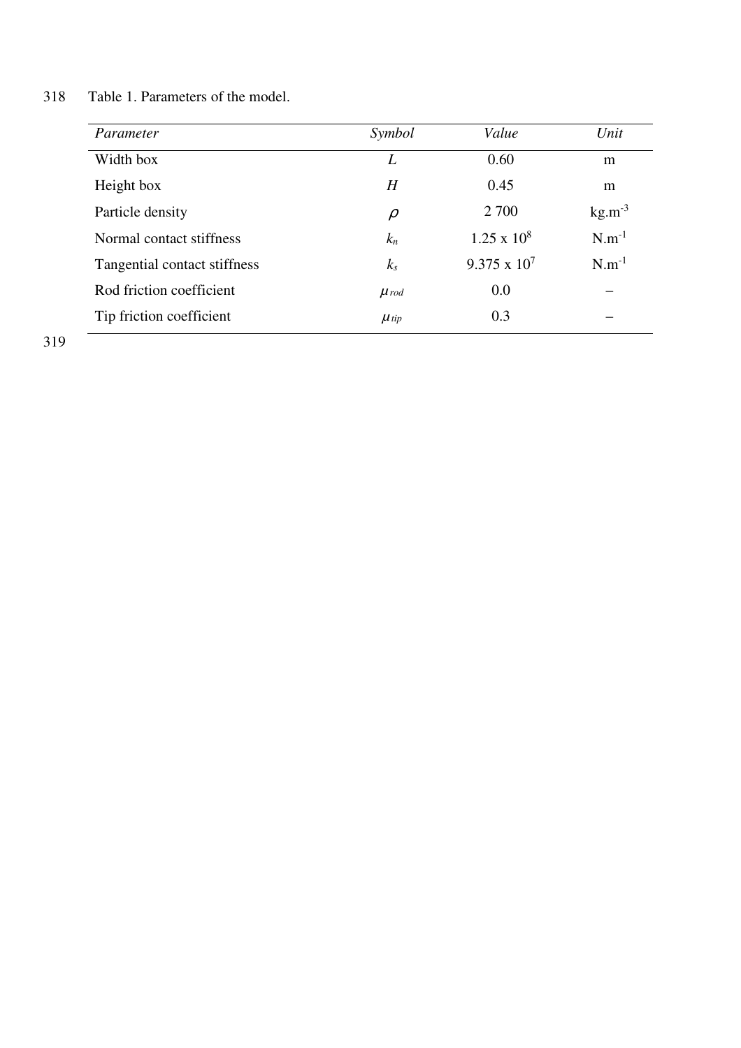Table 1. Parameters of the model.

| *Parameter* | *Symbol* | *Value* | *Unit* |
|---|---|---|---|
| Width box | $L$ | 0.60 | m |
| Height box | $H$ | 0.45 | m |
| Particle density | $\rho$ | 2 700 | kg.m$^{-3}$ |
| Normal contact stiffness | $k_n$ | 1.25 x $10^8$ | N.m$^{-1}$ |
| Tangential contact stiffness | $k_s$ | 9.375 x $10^7$ | N.m$^{-1}$ |
| Rod friction coefficient | $\mu_{rod}$ | 0.0 | – |
| Tip friction coefficient | $\mu_{tip}$ | 0.3 | – |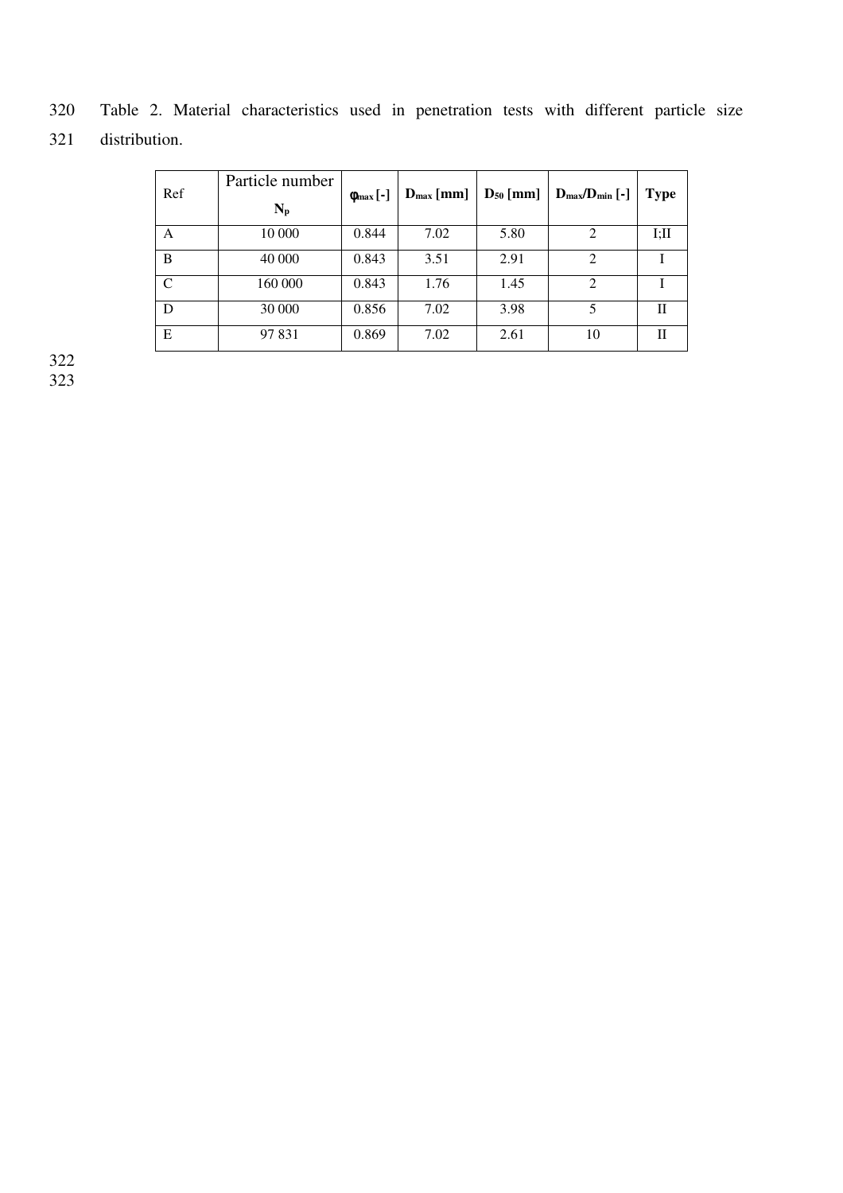Table 2. Material characteristics used in penetration tests with different particle size distribution.

| Ref | Particle number $N_p$ | $\phi_{max}$ [-] | $D_{max}$ [mm] | $D_{50}$ [mm] | $D_{max}/D_{min}$ [-] | Type |
|---|---|---|---|---|---|---|
| A | 10 000 | 0.844 | 7.02 | 5.80 | 2 | I;II |
| B | 40 000 | 0.843 | 3.51 | 2.91 | 2 | I |
| C | 160 000 | 0.843 | 1.76 | 1.45 | 2 | I |
| D | 30 000 | 0.856 | 7.02 | 3.98 | 5 | II |
| E | 97 831 | 0.869 | 7.02 | 2.61 | 10 | II |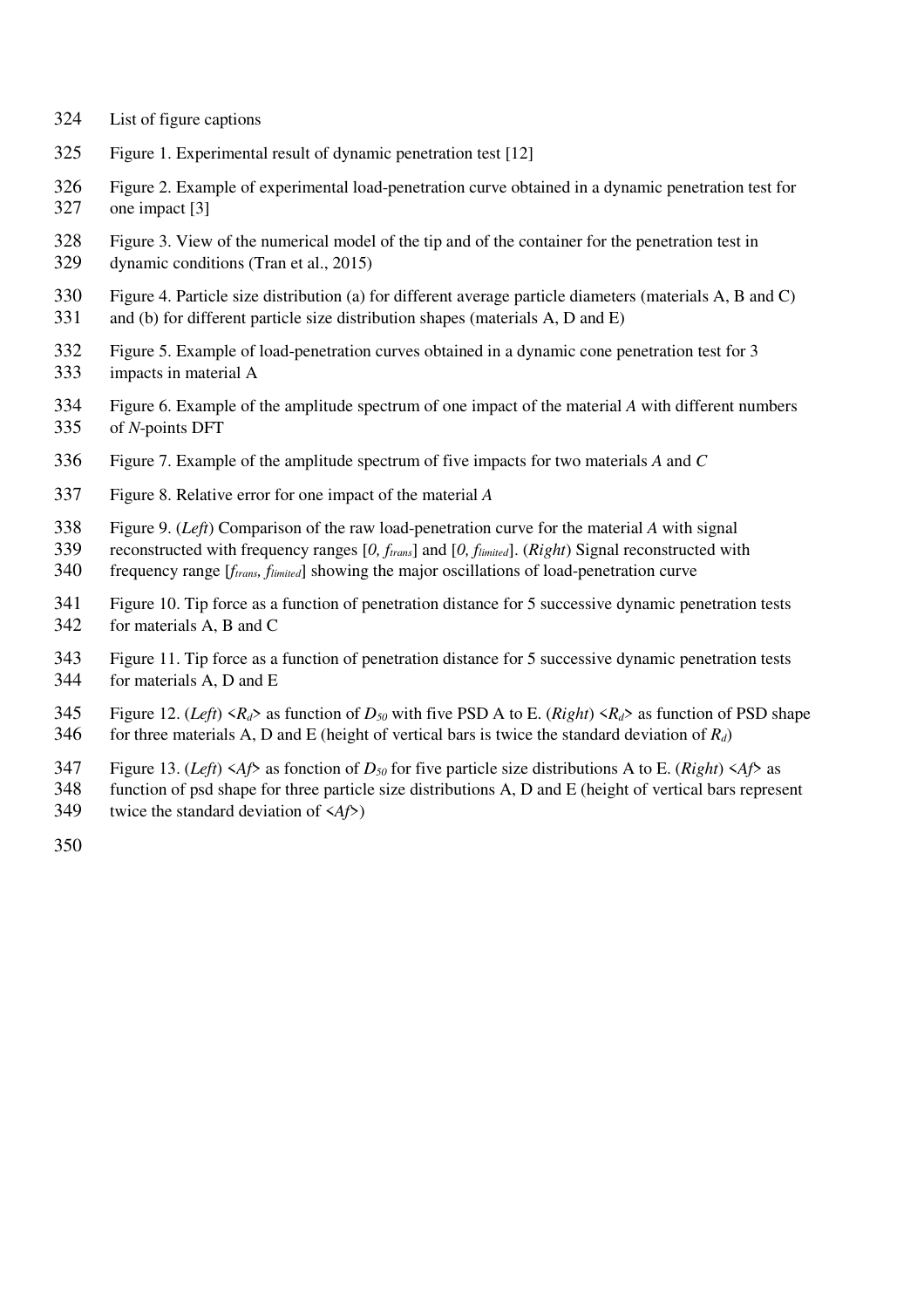List of figure captions

Figure 1. Experimental result of dynamic penetration test [12]

Figure 2. Example of experimental load-penetration curve obtained in a dynamic penetration test for one impact [3]

Figure 3. View of the numerical model of the tip and of the container for the penetration test in dynamic conditions (Tran et al., 2015)

Figure 4. Particle size distribution (a) for different average particle diameters (materials A, B and C) and (b) for different particle size distribution shapes (materials A, D and E)

Figure 5. Example of load-penetration curves obtained in a dynamic cone penetration test for 3 impacts in material A

Figure 6. Example of the amplitude spectrum of one impact of the material *A* with different numbers of *N*-points DFT

Figure 7. Example of the amplitude spectrum of five impacts for two materials *A* and *C*

Figure 8. Relative error for one impact of the material *A*

Figure 9. (*Left*) Comparison of the raw load-penetration curve for the material *A* with signal reconstructed with frequency ranges $[0, f_{trans}]$ and $[0, f_{limited}]$. (*Right*) Signal reconstructed with frequency range $[f_{trans}, f_{limited}]$ showing the major oscillations of load-penetration curve

Figure 10. Tip force as a function of penetration distance for 5 successive dynamic penetration tests for materials A, B and C

Figure 11. Tip force as a function of penetration distance for 5 successive dynamic penetration tests for materials A, D and E

Figure 12. (*Left*) $\langle R_d \rangle$ as function of $D_{50}$ with five PSD A to E. (*Right*) $\langle R_d \rangle$ as function of PSD shape for three materials A, D and E (height of vertical bars is twice the standard deviation of $R_d$)

Figure 13. (*Left*) $\langle Af \rangle$ as fonction of $D_{50}$ for five particle size distributions A to E. (*Right*) $\langle Af \rangle$ as function of psd shape for three particle size distributions A, D and E (height of vertical bars represent twice the standard deviation of $\langle Af \rangle$)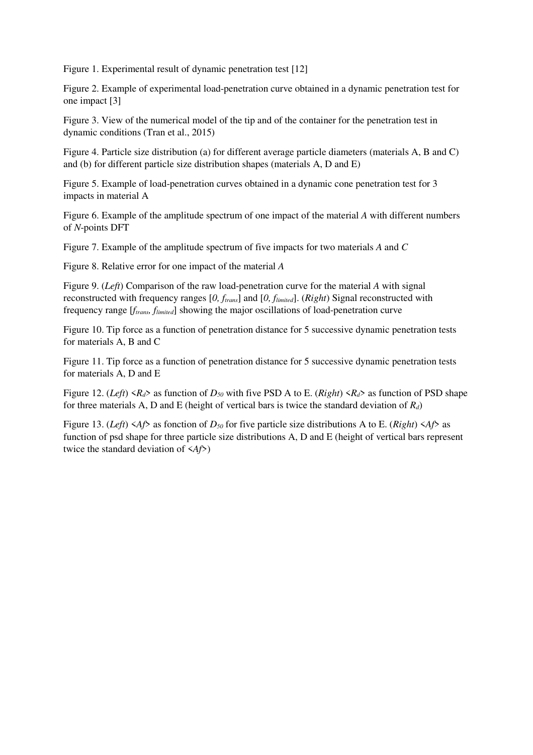Figure 1. Experimental result of dynamic penetration test [12]

Figure 2. Example of experimental load-penetration curve obtained in a dynamic penetration test for one impact [3]

Figure 3. View of the numerical model of the tip and of the container for the penetration test in dynamic conditions (Tran et al., 2015)

Figure 4. Particle size distribution (a) for different average particle diameters (materials A, B and C) and (b) for different particle size distribution shapes (materials A, D and E)

Figure 5. Example of load-penetration curves obtained in a dynamic cone penetration test for 3 impacts in material A

Figure 6. Example of the amplitude spectrum of one impact of the material *A* with different numbers of *N*-points DFT

Figure 7. Example of the amplitude spectrum of five impacts for two materials *A* and *C*

Figure 8. Relative error for one impact of the material *A*

Figure 9. (*Left*) Comparison of the raw load-penetration curve for the material *A* with signal reconstructed with frequency ranges $[0, f_{trans}]$ and $[0, f_{limited}]$. (*Right*) Signal reconstructed with frequency range $[f_{trans}, f_{limited}]$ showing the major oscillations of load-penetration curve

Figure 10. Tip force as a function of penetration distance for 5 successive dynamic penetration tests for materials A, B and C

Figure 11. Tip force as a function of penetration distance for 5 successive dynamic penetration tests for materials A, D and E

Figure 12. (*Left*) $\langle R_d \rangle$ as function of $D_{50}$ with five PSD A to E. (*Right*) $\langle R_d \rangle$ as function of PSD shape for three materials A, D and E (height of vertical bars is twice the standard deviation of $R_d$)

Figure 13. (*Left*) $\langle Af \rangle$ as fonction of $D_{50}$ for five particle size distributions A to E. (*Right*) $\langle Af \rangle$ as function of psd shape for three particle size distributions A, D and E (height of vertical bars represent twice the standard deviation of $\langle Af \rangle$)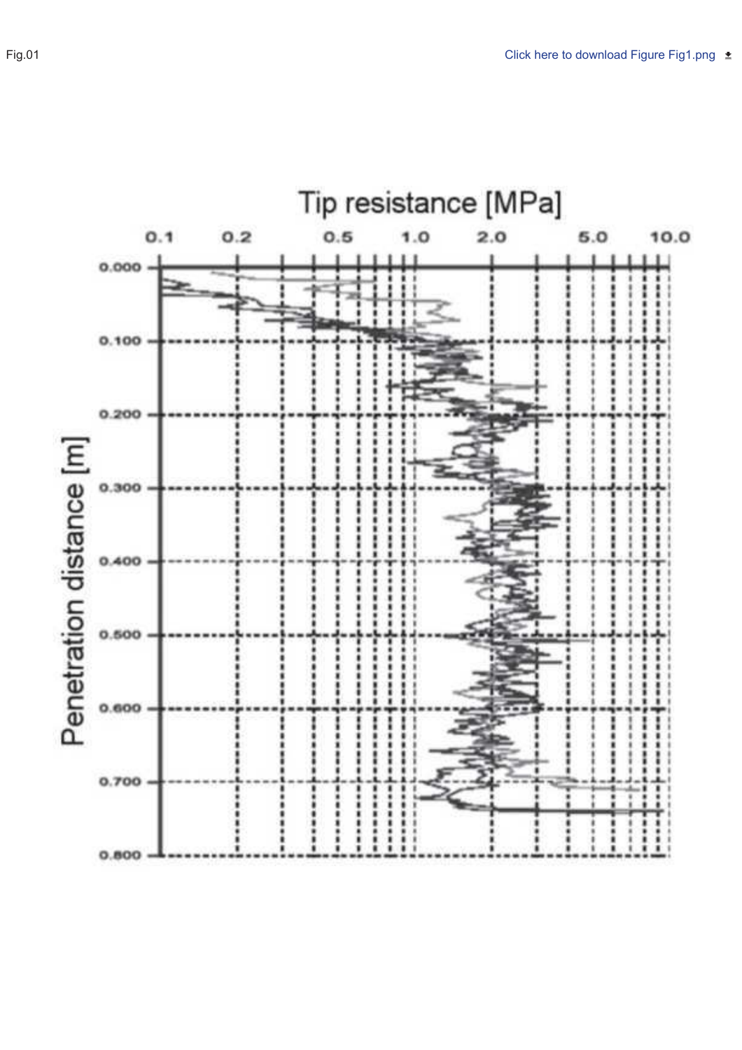Fig.01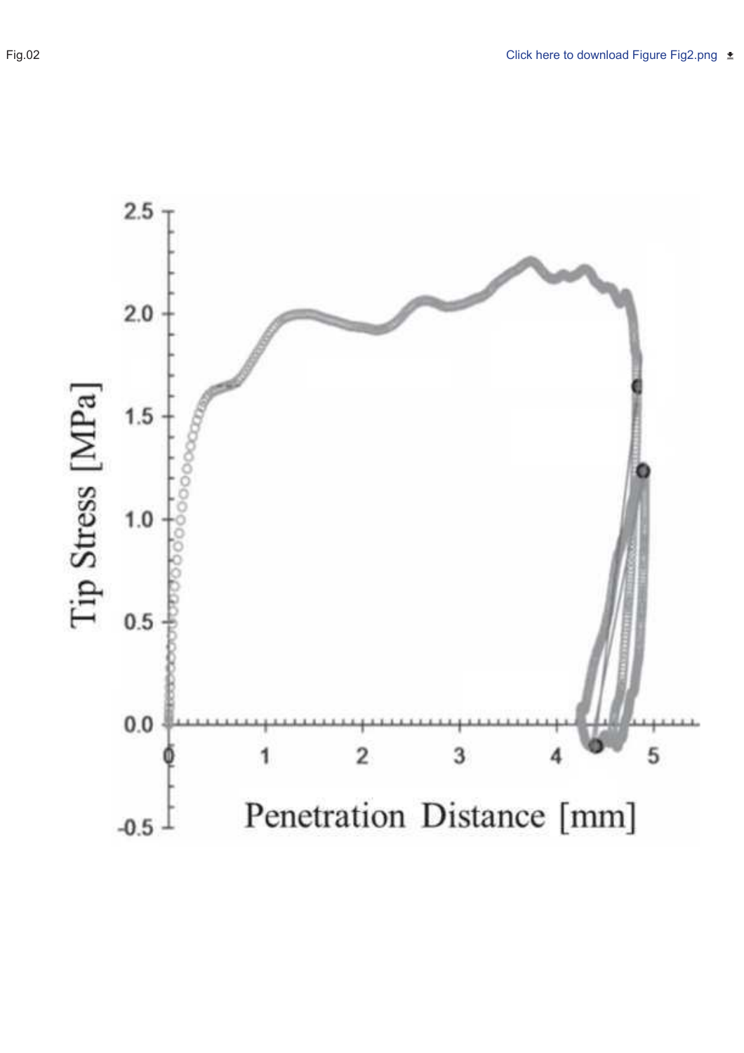Fig.02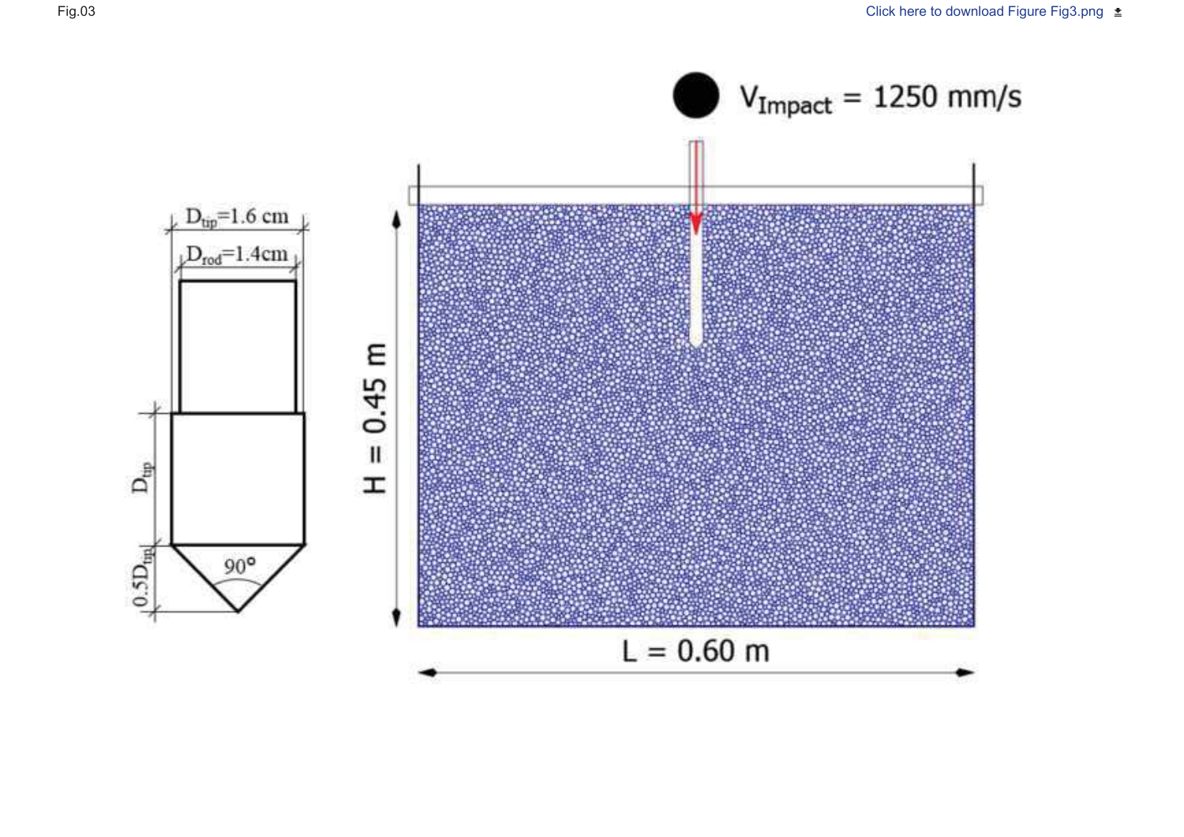Fig.03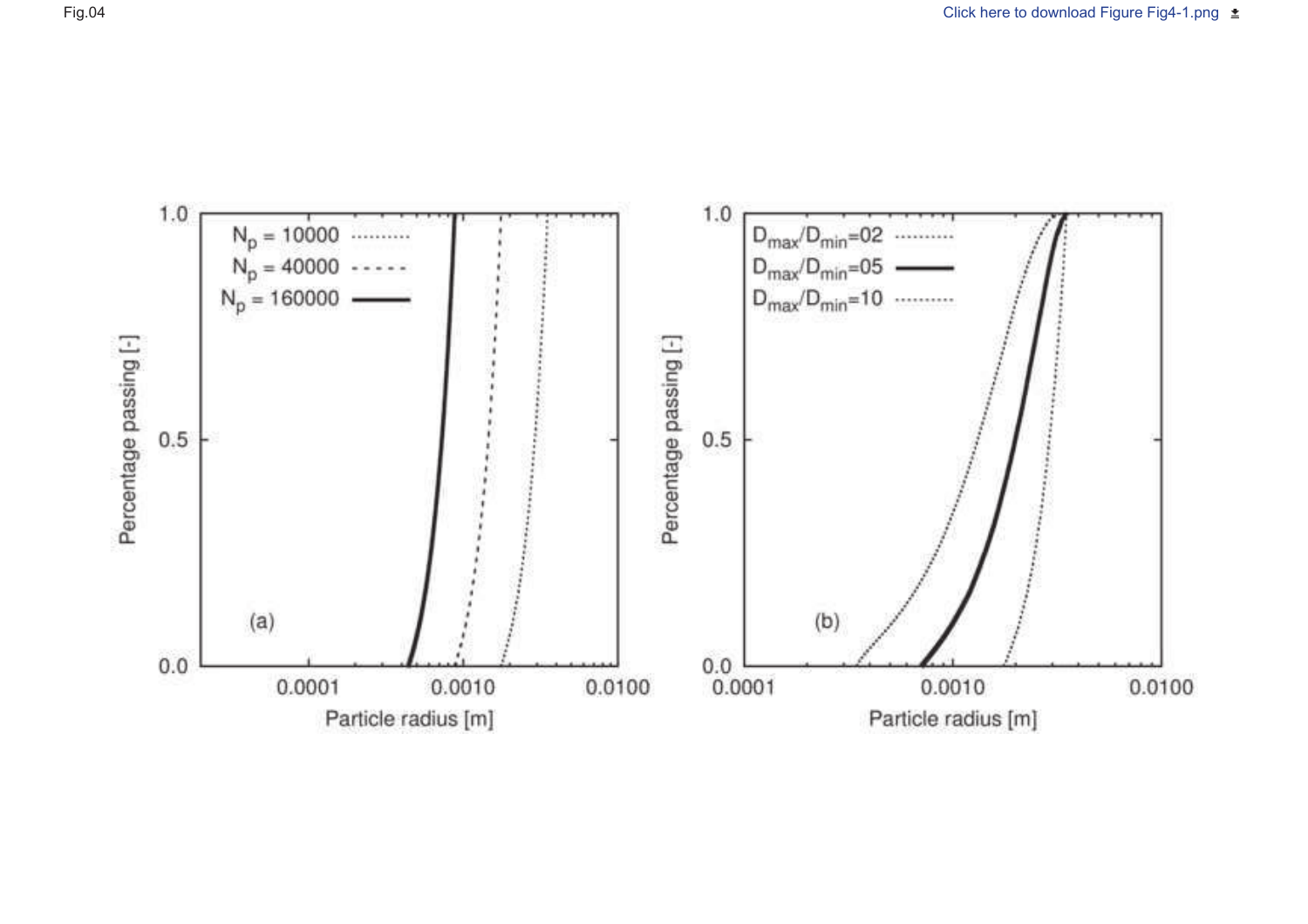Fig.04

Click here to download Figure Fig4-1.png

(a)

$N_p$ = 10000

$N_p$ = 40000

$N_p$ = 160000

Percentage passing [-]

Particle radius [m]

(b)

$D_{max}/D_{min}$=02

$D_{max}/D_{min}$=05

$D_{max}/D_{min}$=10

Percentage passing [-]

Particle radius [m]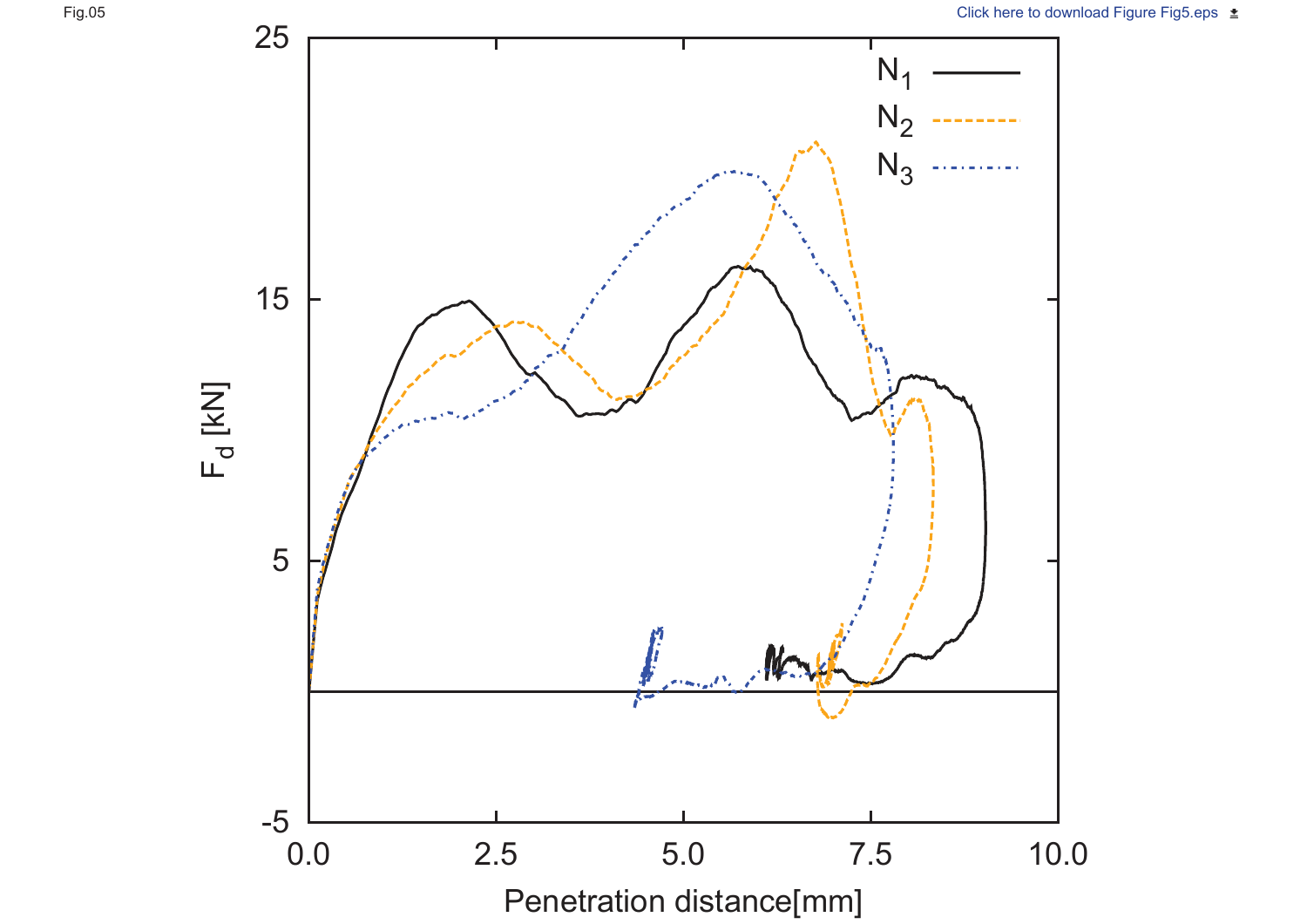Fig.05

Click here to download Figure Fig5.eps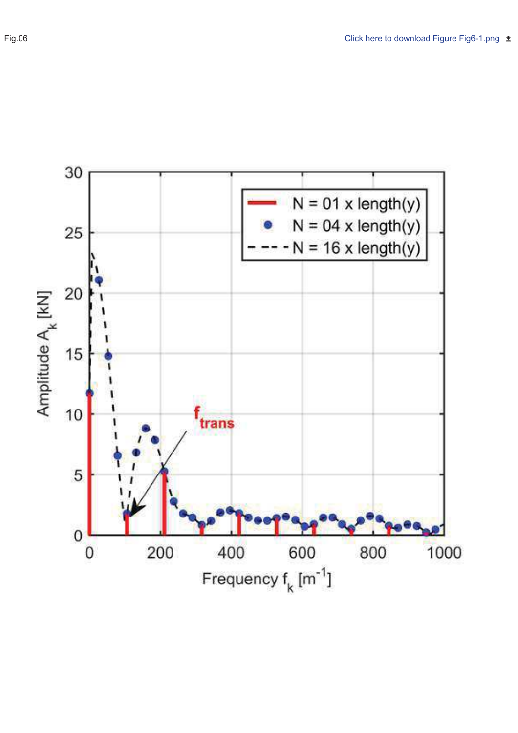Fig.06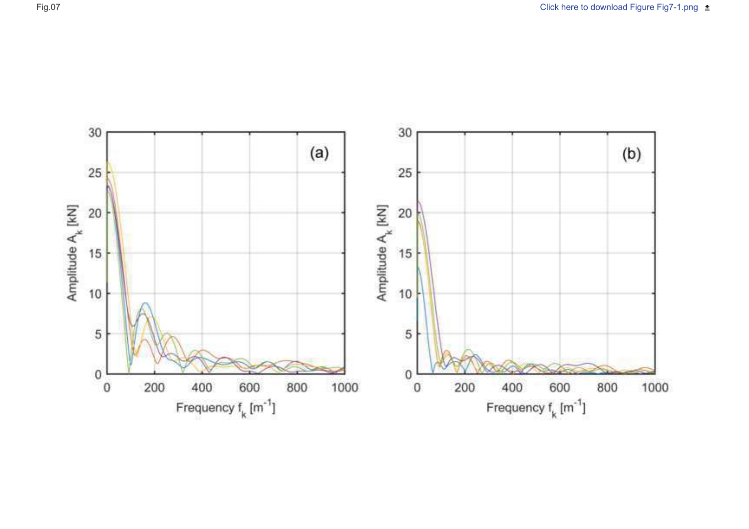Fig.07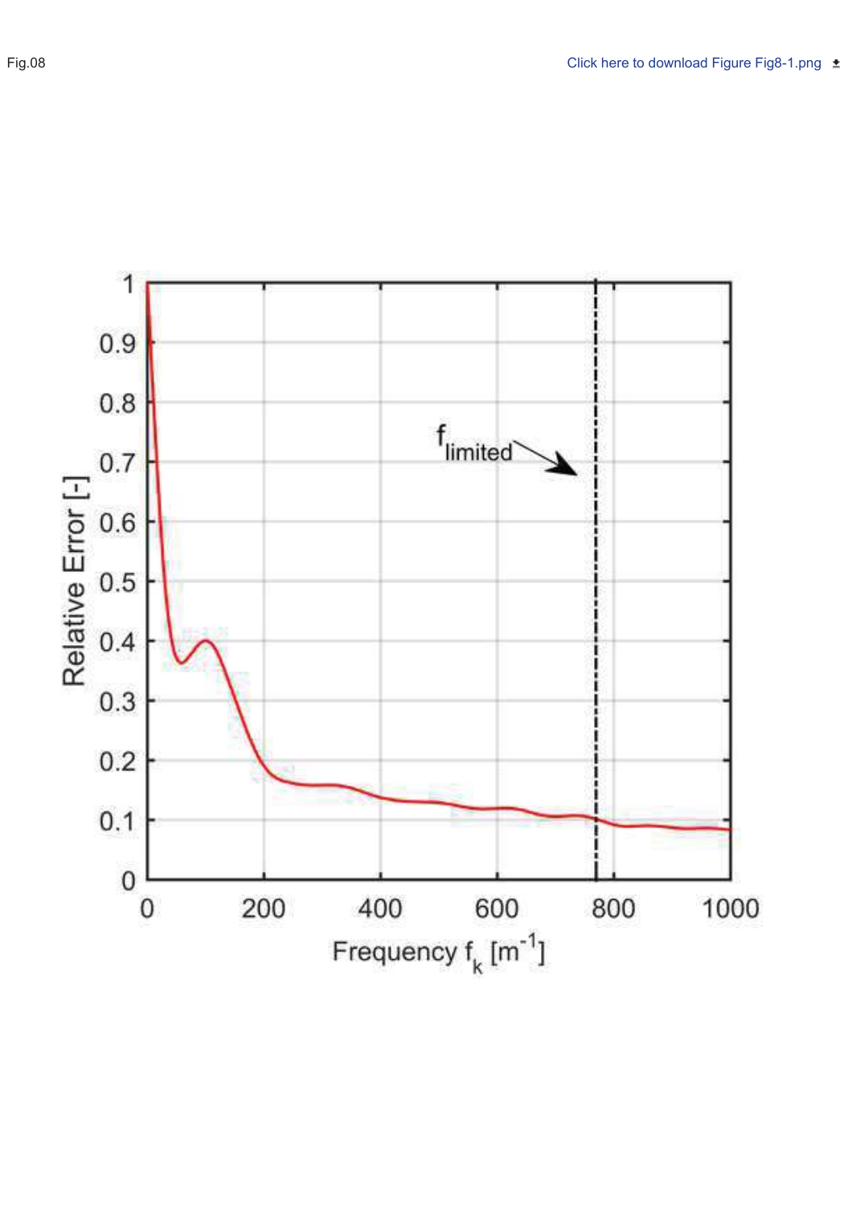Fig.08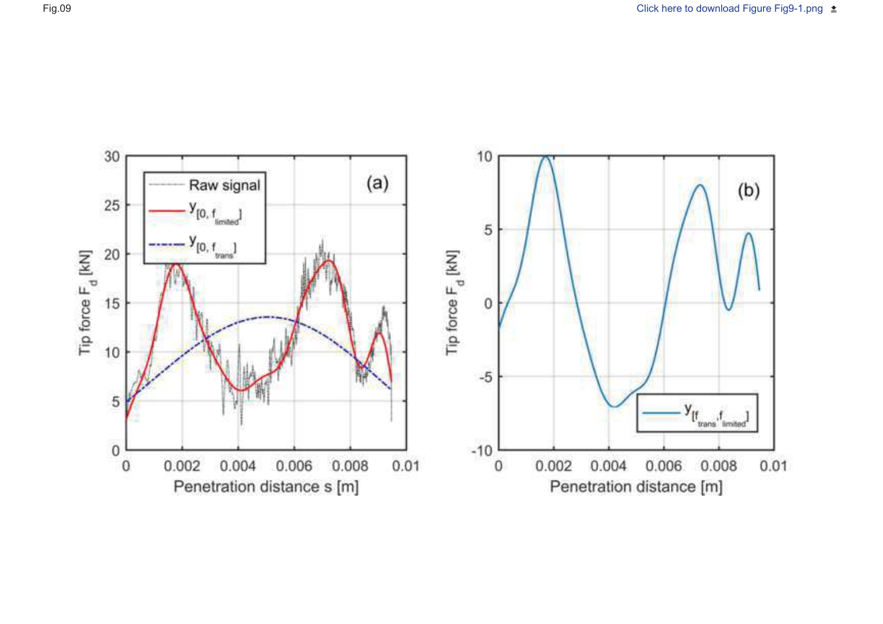Fig.09

Click here to download Figure Fig9-1.png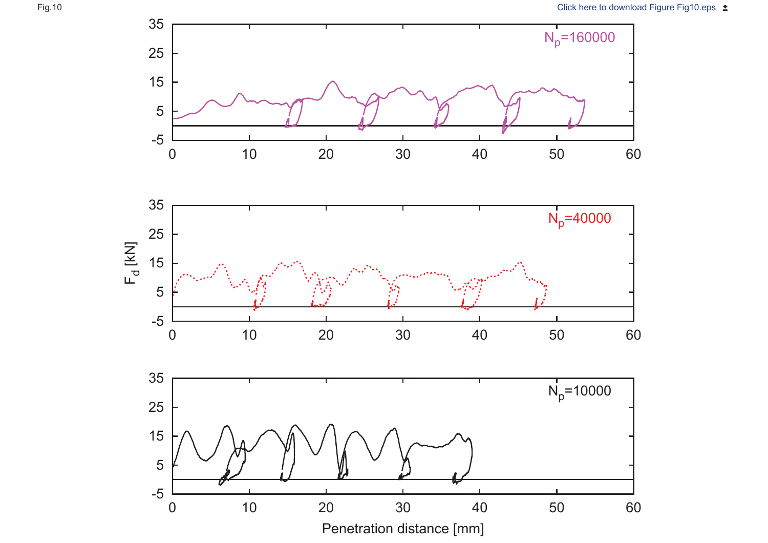Fig.10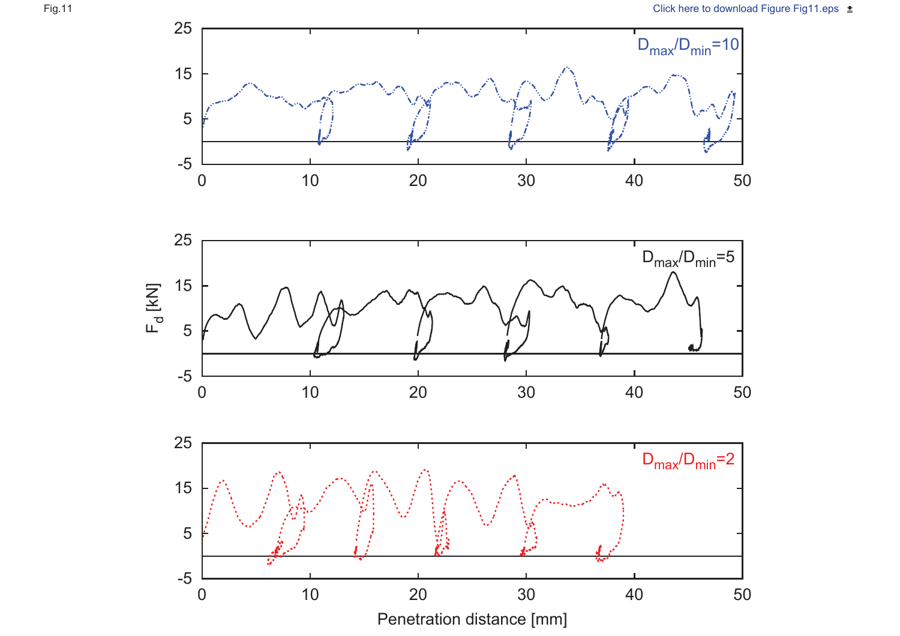Fig.11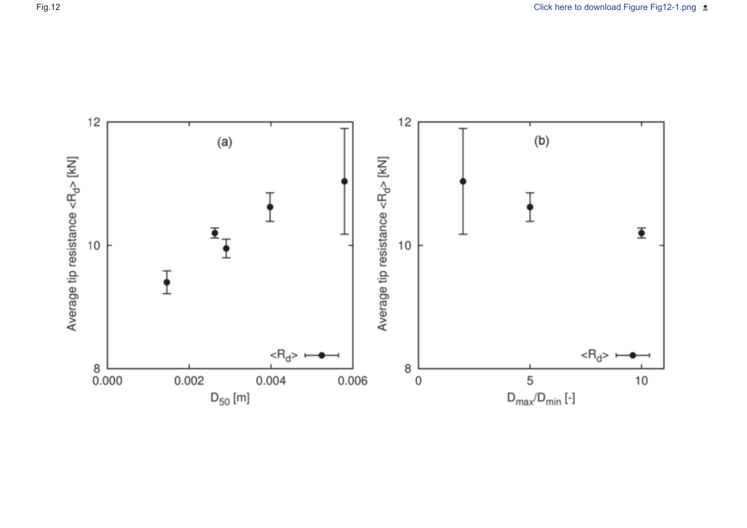Fig.12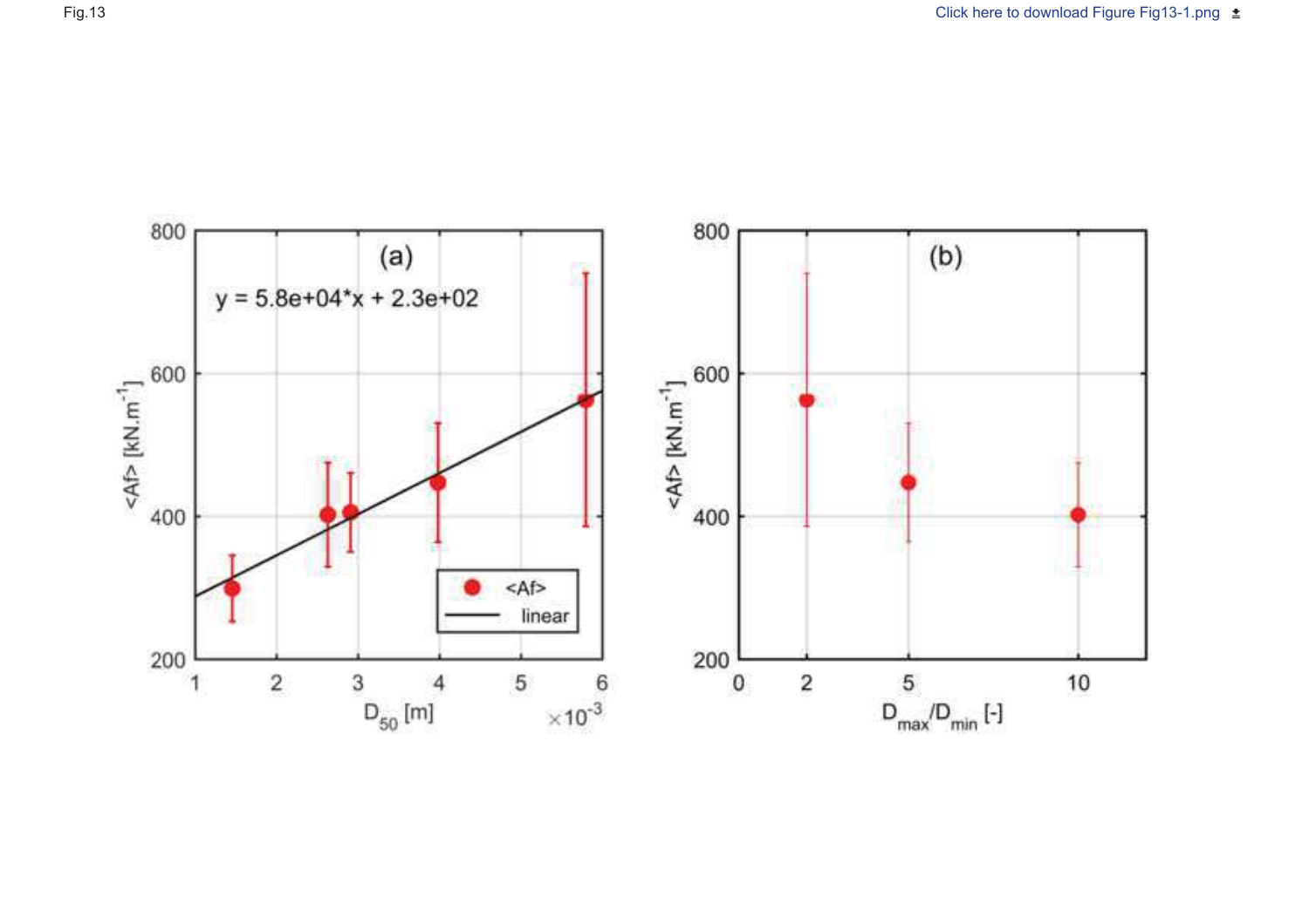Fig.13

(a)

y = 5.8e+04*x + 2.3e+02

<Af>

linear

<Af> [kN.m$^{-1}$]

800

600

400

200

1 2 3 4 5 6

$D_{50}$ [m]

$\times 10^{-3}$

(b)

<Af> [kN.m$^{-1}$]

800

600

400

200

0 2 5 10

$D_{max}/D_{min}$ [-]